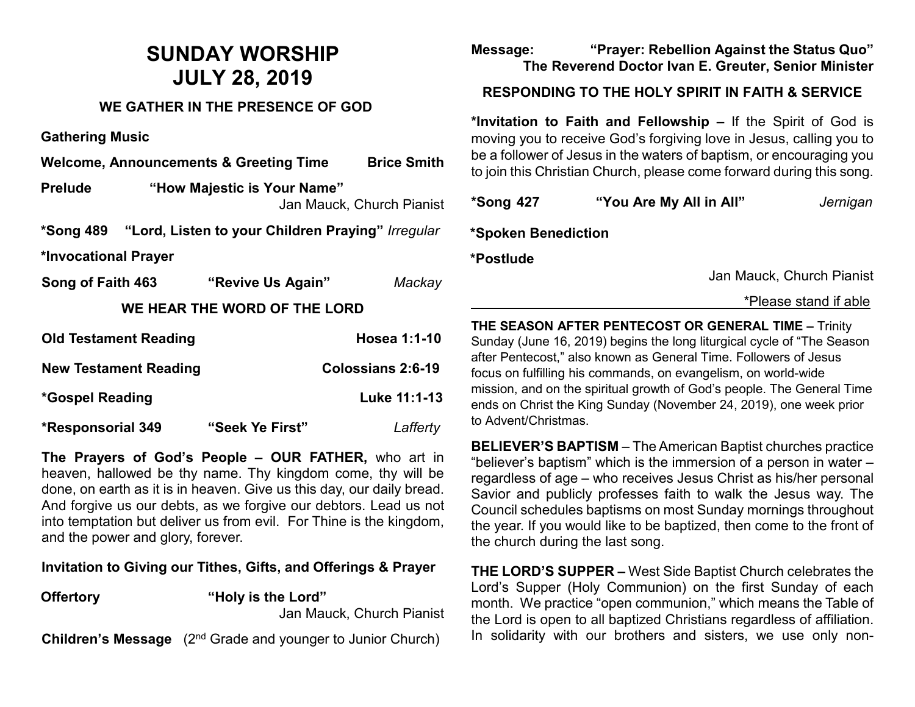# SUNDAY WORSHIP
# JULY 28, 2019

## WE GATHER IN THE PRESENCE OF GOD

**Gathering Music**

**Welcome, Announcements & Greeting Time** **Brice Smith**

**Prelude** **"How Majestic is Your Name"**
Jan Mauck, Church Pianist

**\*Song 489** **"Lord, Listen to your Children Praying"** *Irregular*

**\*Invocational Prayer**

**Song of Faith 463** **"Revive Us Again"** *Mackay*

## WE HEAR THE WORD OF THE LORD

**Old Testament Reading** **Hosea 1:1-10**

**New Testament Reading** **Colossians 2:6-19**

**\*Gospel Reading** **Luke 11:1-13**

**\*Responsorial 349** **"Seek Ye First"** *Lafferty*

**The Prayers of God's People – OUR FATHER,** who art in heaven, hallowed be thy name. Thy kingdom come, thy will be done, on earth as it is in heaven. Give us this day, our daily bread. And forgive us our debts, as we forgive our debtors. Lead us not into temptation but deliver us from evil. For Thine is the kingdom, and the power and glory, forever.

**Invitation to Giving our Tithes, Gifts, and Offerings & Prayer**

**Offertory** **"Holy is the Lord"**
Jan Mauck, Church Pianist

**Children's Message** (2nd Grade and younger to Junior Church)

**Message:** **"Prayer: Rebellion Against the Status Quo"**
**The Reverend Doctor Ivan E. Greuter, Senior Minister**

## RESPONDING TO THE HOLY SPIRIT IN FAITH & SERVICE

**\*Invitation to Faith and Fellowship –** If the Spirit of God is moving you to receive God's forgiving love in Jesus, calling you to be a follower of Jesus in the waters of baptism, or encouraging you to join this Christian Church, please come forward during this song.

**\*Song 427** **"You Are My All in All"** *Jernigan*

**\*Spoken Benediction**

**\*Postlude**
Jan Mauck, Church Pianist

\*Please stand if able

**THE SEASON AFTER PENTECOST OR GENERAL TIME –** Trinity Sunday (June 16, 2019) begins the long liturgical cycle of "The Season after Pentecost," also known as General Time. Followers of Jesus focus on fulfilling his commands, on evangelism, on world-wide mission, and on the spiritual growth of God's people. The General Time ends on Christ the King Sunday (November 24, 2019), one week prior to Advent/Christmas.

**BELIEVER'S BAPTISM** – The American Baptist churches practice "believer's baptism" which is the immersion of a person in water – regardless of age – who receives Jesus Christ as his/her personal Savior and publicly professes faith to walk the Jesus way. The Council schedules baptisms on most Sunday mornings throughout the year. If you would like to be baptized, then come to the front of the church during the last song.

**THE LORD'S SUPPER –** West Side Baptist Church celebrates the Lord's Supper (Holy Communion) on the first Sunday of each month. We practice "open communion," which means the Table of the Lord is open to all baptized Christians regardless of affiliation. In solidarity with our brothers and sisters, we use only non-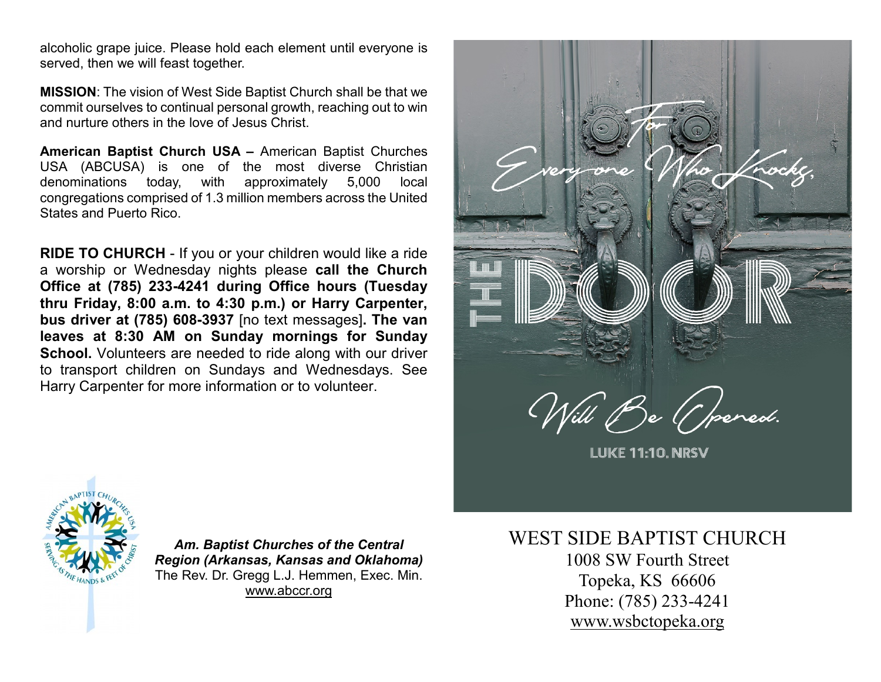alcoholic grape juice. Please hold each element until everyone is served, then we will feast together.

**MISSION**: The vision of West Side Baptist Church shall be that we commit ourselves to continual personal growth, reaching out to win and nurture others in the love of Jesus Christ.

**American Baptist Church USA –** American Baptist Churches USA (ABCUSA) is one of the most diverse Christian denominations today, with approximately 5,000 local congregations comprised of 1.3 million members across the United States and Puerto Rico.

**RIDE TO CHURCH** - If you or your children would like a ride a worship or Wednesday nights please **call the Church Office at (785) 233-4241 during Office hours (Tuesday thru Friday, 8:00 a.m. to 4:30 p.m.) or Harry Carpenter, bus driver at (785) 608-3937** [no text messages]**. The van leaves at 8:30 AM on Sunday mornings for Sunday School.** Volunteers are needed to ride along with our driver to transport children on Sundays and Wednesdays. See Harry Carpenter for more information or to volunteer.

***Am. Baptist Churches of the Central Region (Arkansas, Kansas and Oklahoma)***
The Rev. Dr. Gregg L.J. Hemmen, Exec. Min.
www.abccr.org

For Everyone Who Knocks, THE DOOR Will Be Opened.

LUKE 11:10, NRSV

WEST SIDE BAPTIST CHURCH
1008 SW Fourth Street
Topeka, KS 66606
Phone: (785) 233-4241
www.wsbctopeka.org